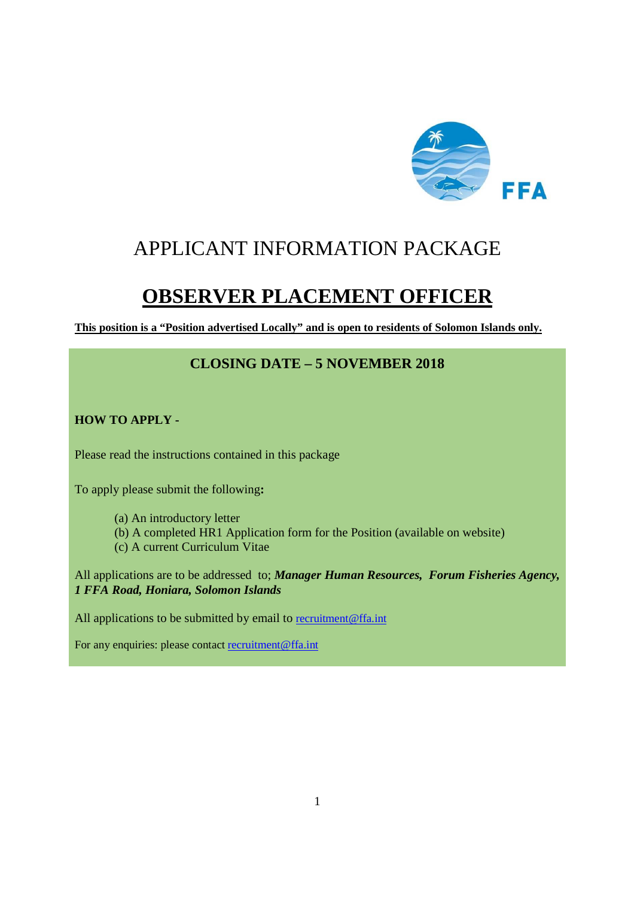FFA

# APPLICANT INFORMATION PACKAGE

# OBSERVER PLACEMENT OFFICER

**This position is a "Position advertised Locally" and is open to residents of Solomon Islands only.**

## CLOSING DATE – 5 NOVEMBER 2018

**HOW TO APPLY -**

Please read the instructions contained in this package

To apply please submit the following**:**

(a) An introductory letter
(b) A completed HR1 Application form for the Position (available on website)
(c) A current Curriculum Vitae

All applications are to be addressed to; ***Manager Human Resources, Forum Fisheries Agency, 1 FFA Road, Honiara, Solomon Islands***

All applications to be submitted by email to recruitment@ffa.int

For any enquiries: please contact recruitment@ffa.int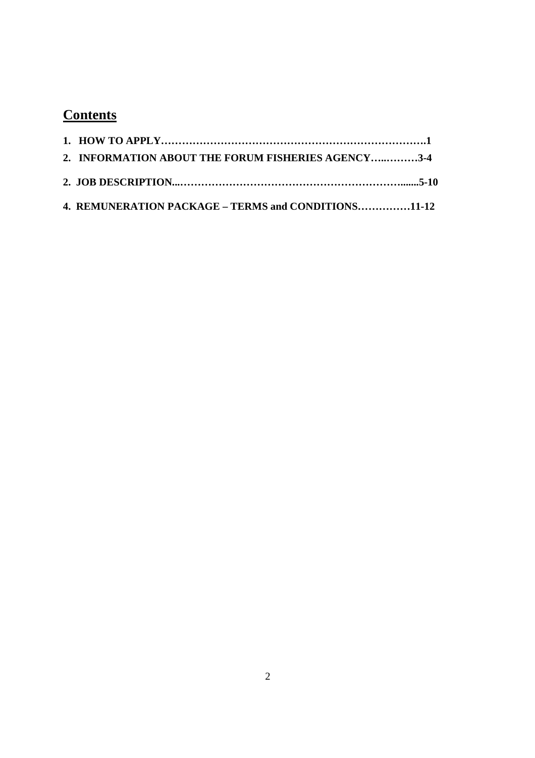## Contents

**1. HOW TO APPLY………………………………………………………………….1**

**2. INFORMATION ABOUT THE FORUM FISHERIES AGENCY…..………3-4**

**2. JOB DESCRIPTION...…………………………………………………….......5-10**

**4. REMUNERATION PACKAGE – TERMS and CONDITIONS……………11-12**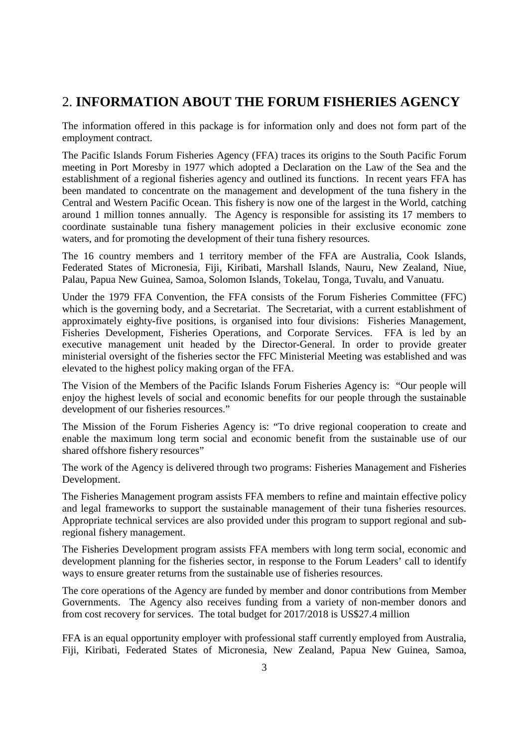## 2. **INFORMATION ABOUT THE FORUM FISHERIES AGENCY**

The information offered in this package is for information only and does not form part of the employment contract.

The Pacific Islands Forum Fisheries Agency (FFA) traces its origins to the South Pacific Forum meeting in Port Moresby in 1977 which adopted a Declaration on the Law of the Sea and the establishment of a regional fisheries agency and outlined its functions. In recent years FFA has been mandated to concentrate on the management and development of the tuna fishery in the Central and Western Pacific Ocean. This fishery is now one of the largest in the World, catching around 1 million tonnes annually. The Agency is responsible for assisting its 17 members to coordinate sustainable tuna fishery management policies in their exclusive economic zone waters, and for promoting the development of their tuna fishery resources.

The 16 country members and 1 territory member of the FFA are Australia, Cook Islands, Federated States of Micronesia, Fiji, Kiribati, Marshall Islands, Nauru, New Zealand, Niue, Palau, Papua New Guinea, Samoa, Solomon Islands, Tokelau, Tonga, Tuvalu, and Vanuatu.

Under the 1979 FFA Convention, the FFA consists of the Forum Fisheries Committee (FFC) which is the governing body, and a Secretariat. The Secretariat, with a current establishment of approximately eighty-five positions, is organised into four divisions: Fisheries Management, Fisheries Development, Fisheries Operations, and Corporate Services. FFA is led by an executive management unit headed by the Director-General. In order to provide greater ministerial oversight of the fisheries sector the FFC Ministerial Meeting was established and was elevated to the highest policy making organ of the FFA.

The Vision of the Members of the Pacific Islands Forum Fisheries Agency is: "Our people will enjoy the highest levels of social and economic benefits for our people through the sustainable development of our fisheries resources."

The Mission of the Forum Fisheries Agency is: "To drive regional cooperation to create and enable the maximum long term social and economic benefit from the sustainable use of our shared offshore fishery resources"

The work of the Agency is delivered through two programs: Fisheries Management and Fisheries Development.

The Fisheries Management program assists FFA members to refine and maintain effective policy and legal frameworks to support the sustainable management of their tuna fisheries resources. Appropriate technical services are also provided under this program to support regional and sub-regional fishery management.

The Fisheries Development program assists FFA members with long term social, economic and development planning for the fisheries sector, in response to the Forum Leaders' call to identify ways to ensure greater returns from the sustainable use of fisheries resources.

The core operations of the Agency are funded by member and donor contributions from Member Governments. The Agency also receives funding from a variety of non-member donors and from cost recovery for services. The total budget for 2017/2018 is US$27.4 million

FFA is an equal opportunity employer with professional staff currently employed from Australia, Fiji, Kiribati, Federated States of Micronesia, New Zealand, Papua New Guinea, Samoa,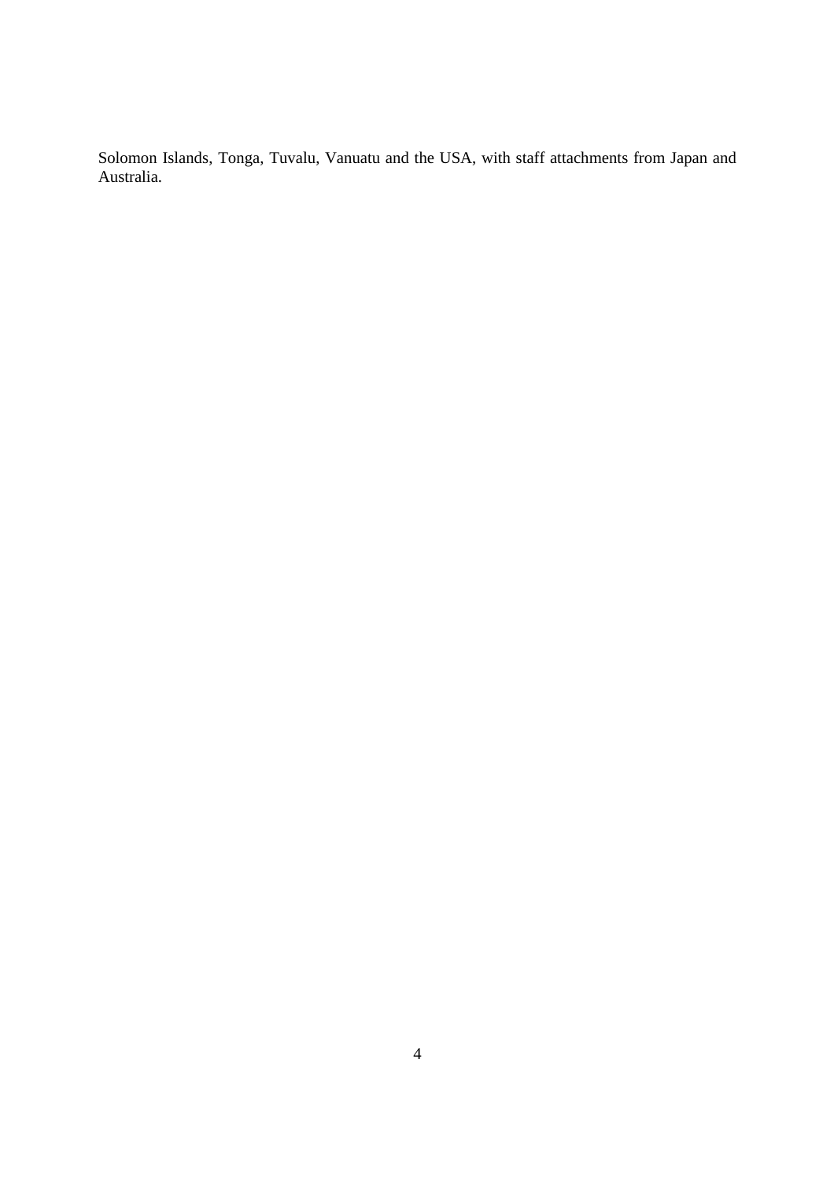Solomon Islands, Tonga, Tuvalu, Vanuatu and the USA, with staff attachments from Japan and Australia.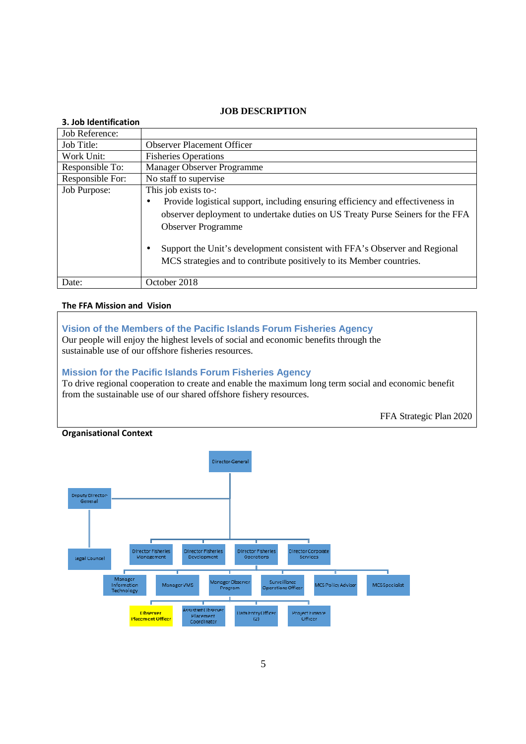**JOB DESCRIPTION**

**3. Job Identification**

| Job Reference: | |
|---|---|
| Job Title: | Observer Placement Officer |
| Work Unit: | Fisheries Operations |
| Responsible To: | Manager Observer Programme |
| Responsible For: | No staff to supervise |
| Job Purpose: | This job exists to-: <br>• Provide logistical support, including ensuring efficiency and effectiveness in observer deployment to undertake duties on US Treaty Purse Seiners for the FFA Observer Programme <br>• Support the Unit's development consistent with FFA's Observer and Regional MCS strategies and to contribute positively to its Member countries. |
| Date: | October 2018 |

**The FFA Mission and Vision**

**Vision of the Members of the Pacific Islands Forum Fisheries Agency**

Our people will enjoy the highest levels of social and economic benefits through the sustainable use of our offshore fisheries resources.

**Mission for the Pacific Islands Forum Fisheries Agency**

To drive regional cooperation to create and enable the maximum long term social and economic benefit from the sustainable use of our shared offshore fishery resources.

FFA Strategic Plan 2020

**Organisational Context**

- Director-General
  - Deputy Director-General
    - Legal Counsel
  - Director Fisheries Management
  - Director Fisheries Development
  - Director Fisheries Operations
    - Manager Information Technology
    - Manager VMS
    - Manager Observer Program
      - **Observer Placement Officer**
      - Assistant Observer Placement Coordinator
      - Data Entry Officer (2)
      - Project Finance Officer
    - Surveillance Operations Officer
    - MCS Policy Advisor
    - MCS Specialist
  - Director Corporate Services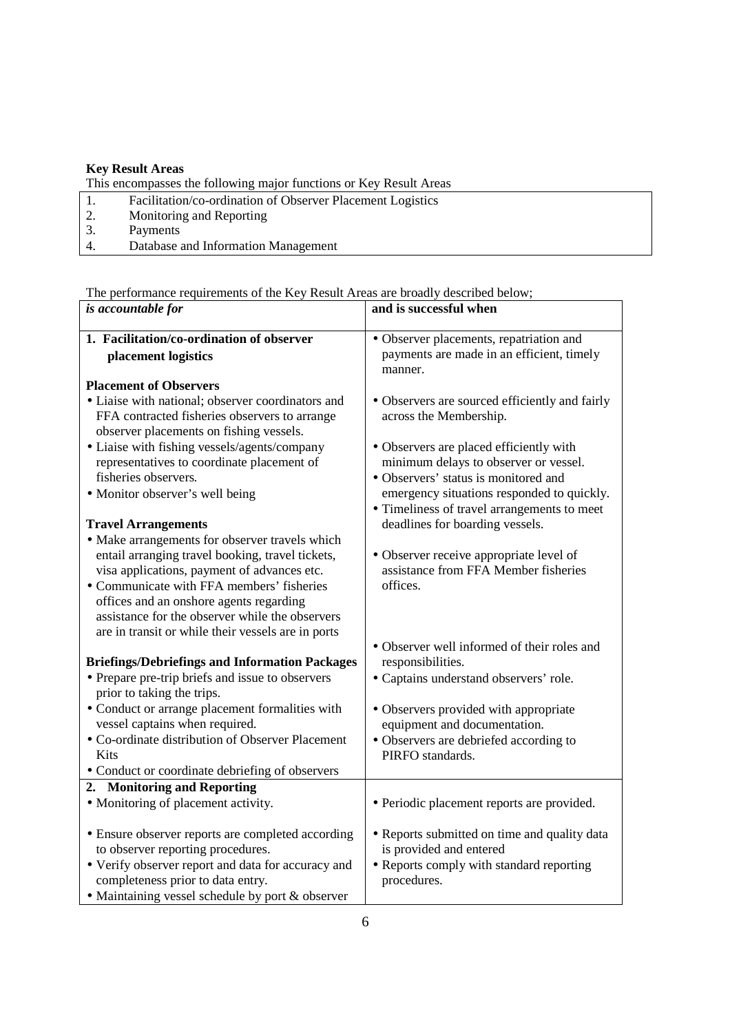**Key Result Areas**

This encompasses the following major functions or Key Result Areas

| | |
|---|---|
| 1. | Facilitation/co-ordination of Observer Placement Logistics |
| 2. | Monitoring and Reporting |
| 3. | Payments |
| 4. | Database and Information Management |

The performance requirements of the Key Result Areas are broadly described below;

| *is accountable for* | **and is successful when** |
|---|---|
| **1. Facilitation/co-ordination of observer placement logistics** | • Observer placements, repatriation and payments are made in an efficient, timely manner. |
| **Placement of Observers**<br>• Liaise with national; observer coordinators and FFA contracted fisheries observers to arrange observer placements on fishing vessels.<br>• Liaise with fishing vessels/agents/company representatives to coordinate placement of fisheries observers.<br>• Monitor observer's well being | • Observers are sourced efficiently and fairly across the Membership.<br>• Observers are placed efficiently with minimum delays to observer or vessel.<br>• Observers' status is monitored and emergency situations responded to quickly. |
| **Travel Arrangements**<br>• Make arrangements for observer travels which entail arranging travel booking, travel tickets, visa applications, payment of advances etc.<br>• Communicate with FFA members' fisheries offices and an onshore agents regarding assistance for the observer while the observers are in transit or while their vessels are in ports | • Timeliness of travel arrangements to meet deadlines for boarding vessels.<br>• Observer receive appropriate level of assistance from FFA Member fisheries offices. |
| **Briefings/Debriefings and Information Packages**<br>• Prepare pre-trip briefs and issue to observers prior to taking the trips.<br>• Conduct or arrange placement formalities with vessel captains when required.<br>• Co-ordinate distribution of Observer Placement Kits<br>• Conduct or coordinate debriefing of observers | • Observer well informed of their roles and responsibilities.<br>• Captains understand observers' role.<br>• Observers provided with appropriate equipment and documentation.<br>• Observers are debriefed according to PIRFO standards. |
| **2. Monitoring and Reporting**<br>• Monitoring of placement activity.<br>• Ensure observer reports are completed according to observer reporting procedures.<br>• Verify observer report and data for accuracy and completeness prior to data entry.<br>• Maintaining vessel schedule by port & observer | • Periodic placement reports are provided.<br>• Reports submitted on time and quality data is provided and entered<br>• Reports comply with standard reporting procedures. |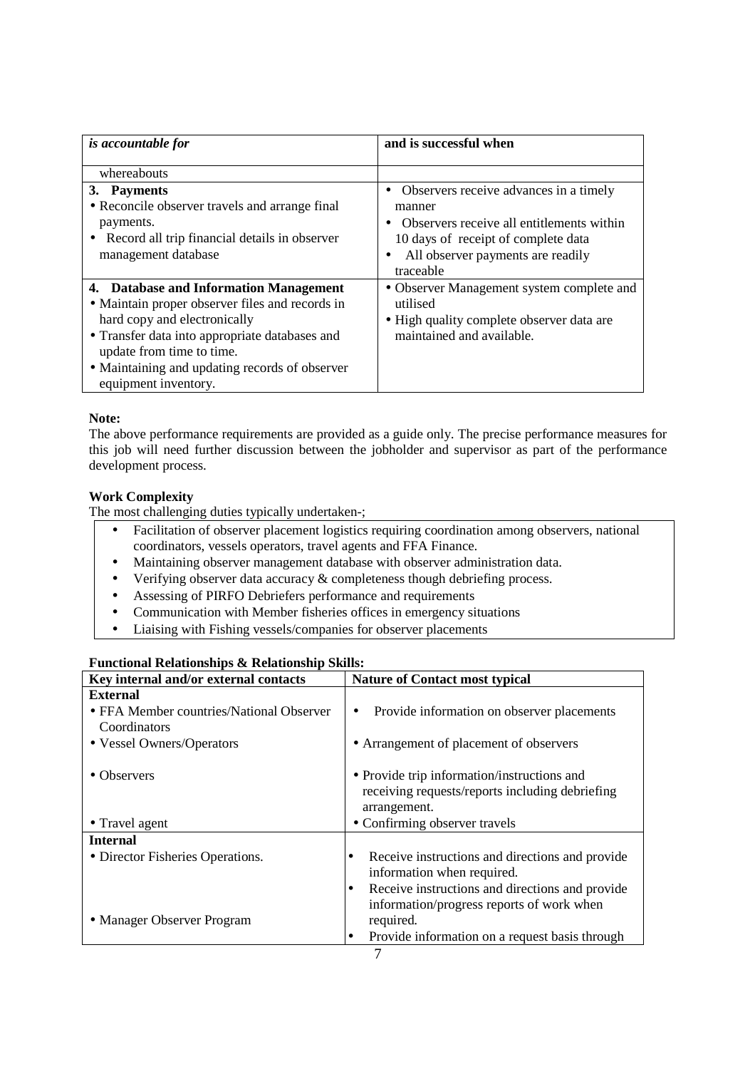| *is accountable for* | **and is successful when** |
|---|---|
| whereabouts | |
| **3. Payments**<br>• Reconcile observer travels and arrange final payments.<br>• Record all trip financial details in observer management database | • Observers receive advances in a timely manner<br>• Observers receive all entitlements within 10 days of receipt of complete data<br>• All observer payments are readily traceable |
| **4. Database and Information Management**<br>• Maintain proper observer files and records in hard copy and electronically<br>• Transfer data into appropriate databases and update from time to time.<br>• Maintaining and updating records of observer equipment inventory. | • Observer Management system complete and utilised<br>• High quality complete observer data are maintained and available. |

**Note:**
The above performance requirements are provided as a guide only. The precise performance measures for this job will need further discussion between the jobholder and supervisor as part of the performance development process.

**Work Complexity**

The most challenging duties typically undertaken-;

- Facilitation of observer placement logistics requiring coordination among observers, national coordinators, vessels operators, travel agents and FFA Finance.
- Maintaining observer management database with observer administration data.
- Verifying observer data accuracy & completeness though debriefing process.
- Assessing of PIRFO Debriefers performance and requirements
- Communication with Member fisheries offices in emergency situations
- Liaising with Fishing vessels/companies for observer placements

**Functional Relationships & Relationship Skills:**

| Key internal and/or external contacts | Nature of Contact most typical |
|---|---|
| **External** | |
| • FFA Member countries/National Observer Coordinators | • Provide information on observer placements |
| • Vessel Owners/Operators | • Arrangement of placement of observers |
| • Observers | • Provide trip information/instructions and receiving requests/reports including debriefing arrangement. |
| • Travel agent | • Confirming observer travels |
| **Internal** | |
| • Director Fisheries Operations. | • Receive instructions and directions and provide information when required. |
| • Manager Observer Program | • Receive instructions and directions and provide information/progress reports of work when required.<br>• Provide information on a request basis through |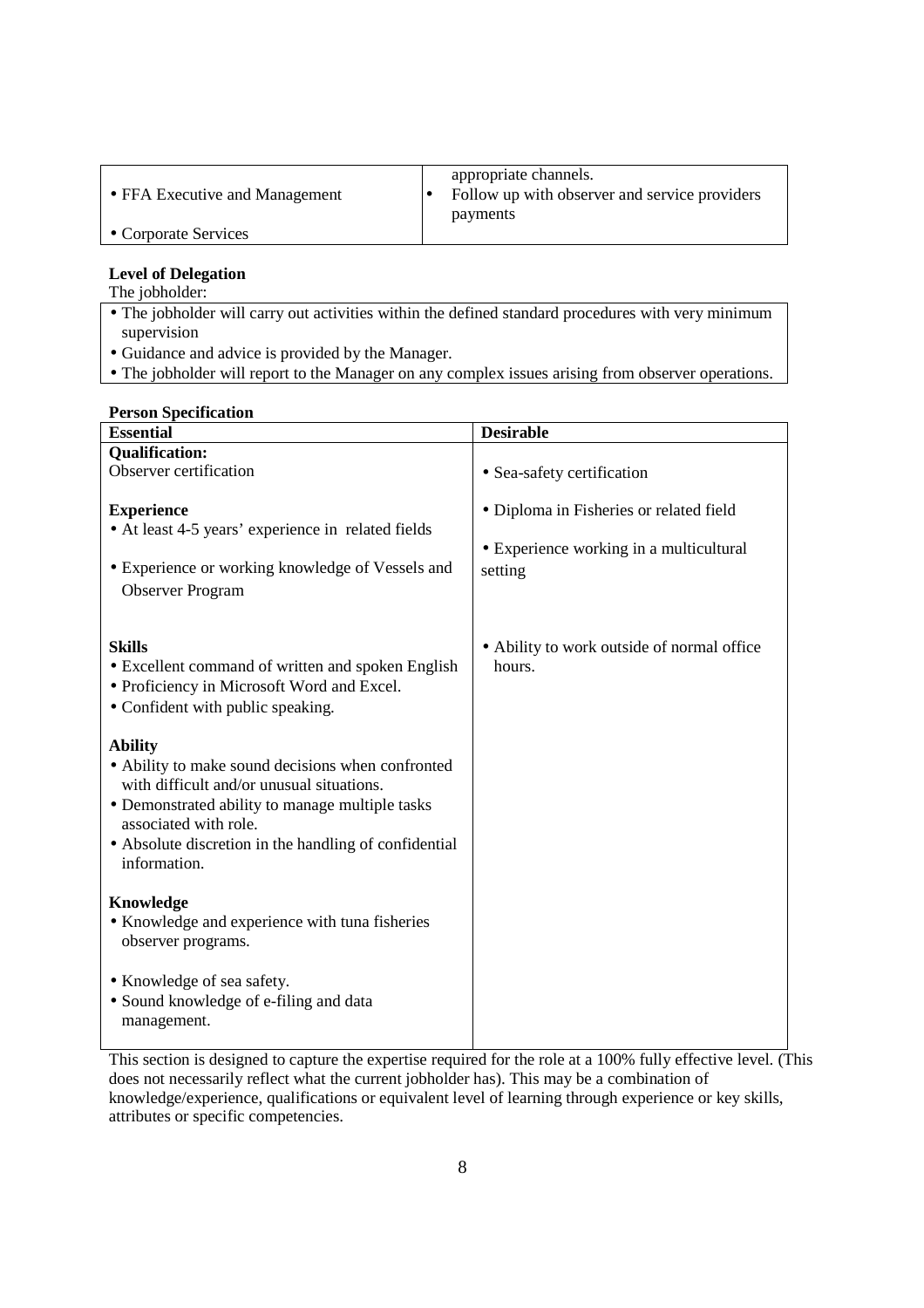| | |
|---|---|
| • FFA Executive and Management | appropriate channels. |
| • Corporate Services | • Follow up with observer and service providers payments |

**Level of Delegation**

The jobholder:

| |
|---|
| • The jobholder will carry out activities within the defined standard procedures with very minimum supervision<br>• Guidance and advice is provided by the Manager.<br>• The jobholder will report to the Manager on any complex issues arising from observer operations. |

**Person Specification**

| Essential | Desirable |
|---|---|
| **Qualification:**<br>Observer certification | • Sea-safety certification |
| **Experience**<br>• At least 4-5 years' experience in related fields<br>• Experience or working knowledge of Vessels and Observer Program | • Diploma in Fisheries or related field<br>• Experience working in a multicultural setting |
| **Skills**<br>• Excellent command of written and spoken English<br>• Proficiency in Microsoft Word and Excel.<br>• Confident with public speaking. | • Ability to work outside of normal office hours. |
| **Ability**<br>• Ability to make sound decisions when confronted with difficult and/or unusual situations.<br>• Demonstrated ability to manage multiple tasks associated with role.<br>• Absolute discretion in the handling of confidential information. | |
| **Knowledge**<br>• Knowledge and experience with tuna fisheries observer programs.<br>• Knowledge of sea safety.<br>• Sound knowledge of e-filing and data management. | |

This section is designed to capture the expertise required for the role at a 100% fully effective level. (This does not necessarily reflect what the current jobholder has). This may be a combination of knowledge/experience, qualifications or equivalent level of learning through experience or key skills, attributes or specific competencies.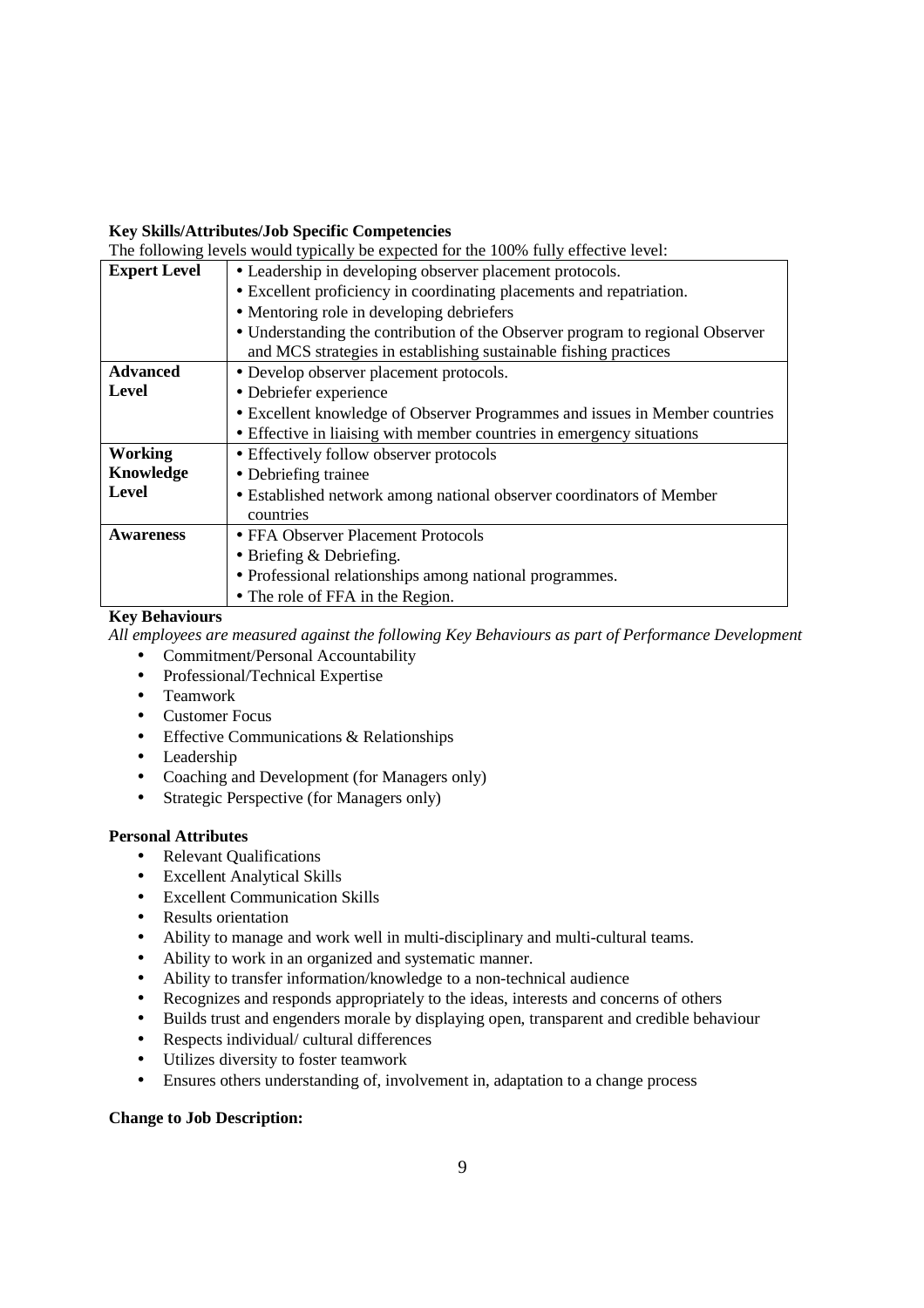**Key Skills/Attributes/Job Specific Competencies**

The following levels would typically be expected for the 100% fully effective level:

| | |
|---|---|
| **Expert Level** | • Leadership in developing observer placement protocols.<br>• Excellent proficiency in coordinating placements and repatriation.<br>• Mentoring role in developing debriefers<br>• Understanding the contribution of the Observer program to regional Observer and MCS strategies in establishing sustainable fishing practices |
| **Advanced Level** | • Develop observer placement protocols.<br>• Debriefer experience<br>• Excellent knowledge of Observer Programmes and issues in Member countries<br>• Effective in liaising with member countries in emergency situations |
| **Working Knowledge Level** | • Effectively follow observer protocols<br>• Debriefing trainee<br>• Established network among national observer coordinators of Member countries |
| **Awareness** | • FFA Observer Placement Protocols<br>• Briefing & Debriefing.<br>• Professional relationships among national programmes.<br>• The role of FFA in the Region. |

**Key Behaviours**

*All employees are measured against the following Key Behaviours as part of Performance Development*

- Commitment/Personal Accountability
- Professional/Technical Expertise
- Teamwork
- Customer Focus
- Effective Communications & Relationships
- Leadership
- Coaching and Development (for Managers only)
- Strategic Perspective (for Managers only)

**Personal Attributes**

- Relevant Qualifications
- Excellent Analytical Skills
- Excellent Communication Skills
- Results orientation
- Ability to manage and work well in multi-disciplinary and multi-cultural teams.
- Ability to work in an organized and systematic manner.
- Ability to transfer information/knowledge to a non-technical audience
- Recognizes and responds appropriately to the ideas, interests and concerns of others
- Builds trust and engenders morale by displaying open, transparent and credible behaviour
- Respects individual/ cultural differences
- Utilizes diversity to foster teamwork
- Ensures others understanding of, involvement in, adaptation to a change process

**Change to Job Description:**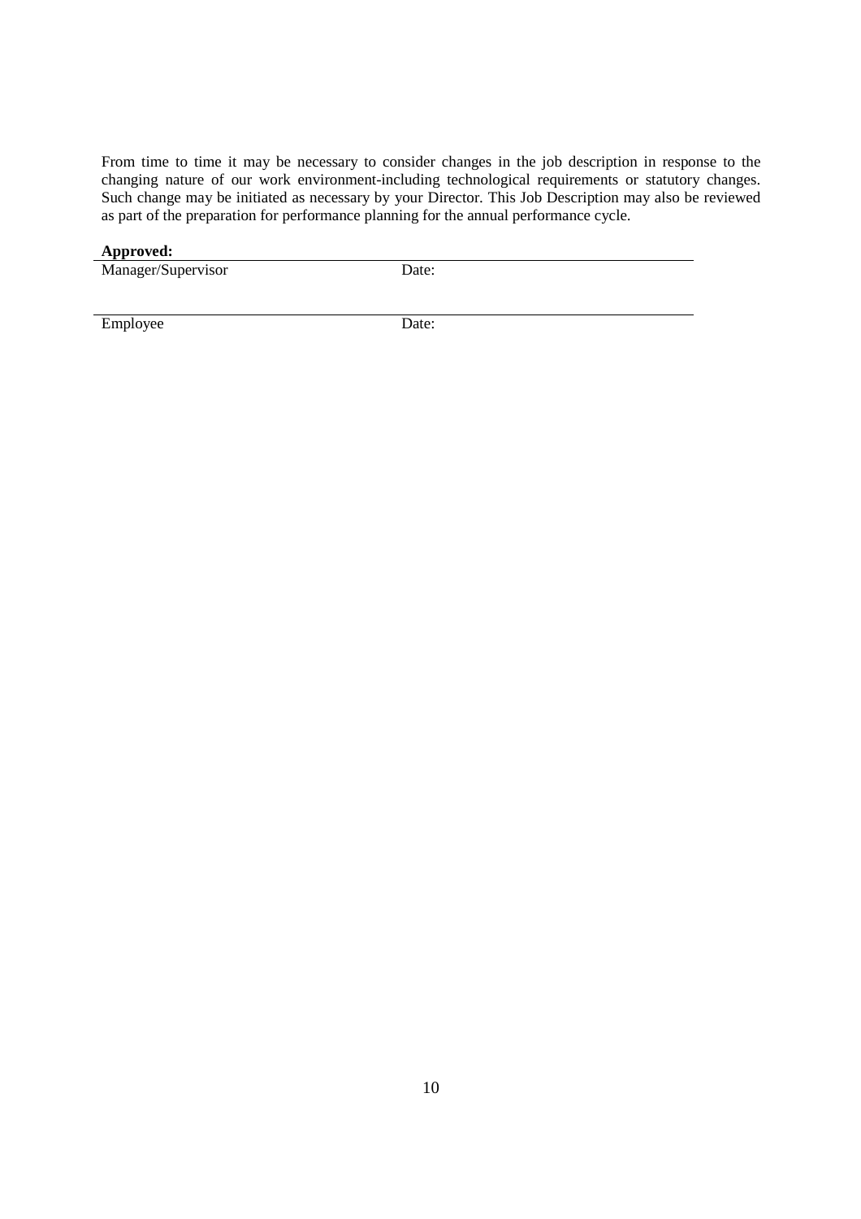From time to time it may be necessary to consider changes in the job description in response to the changing nature of our work environment-including technological requirements or statutory changes. Such change may be initiated as necessary by your Director. This Job Description may also be reviewed as part of the preparation for performance planning for the annual performance cycle.

**Approved:**

Manager/Supervisor Date:

Employee Date: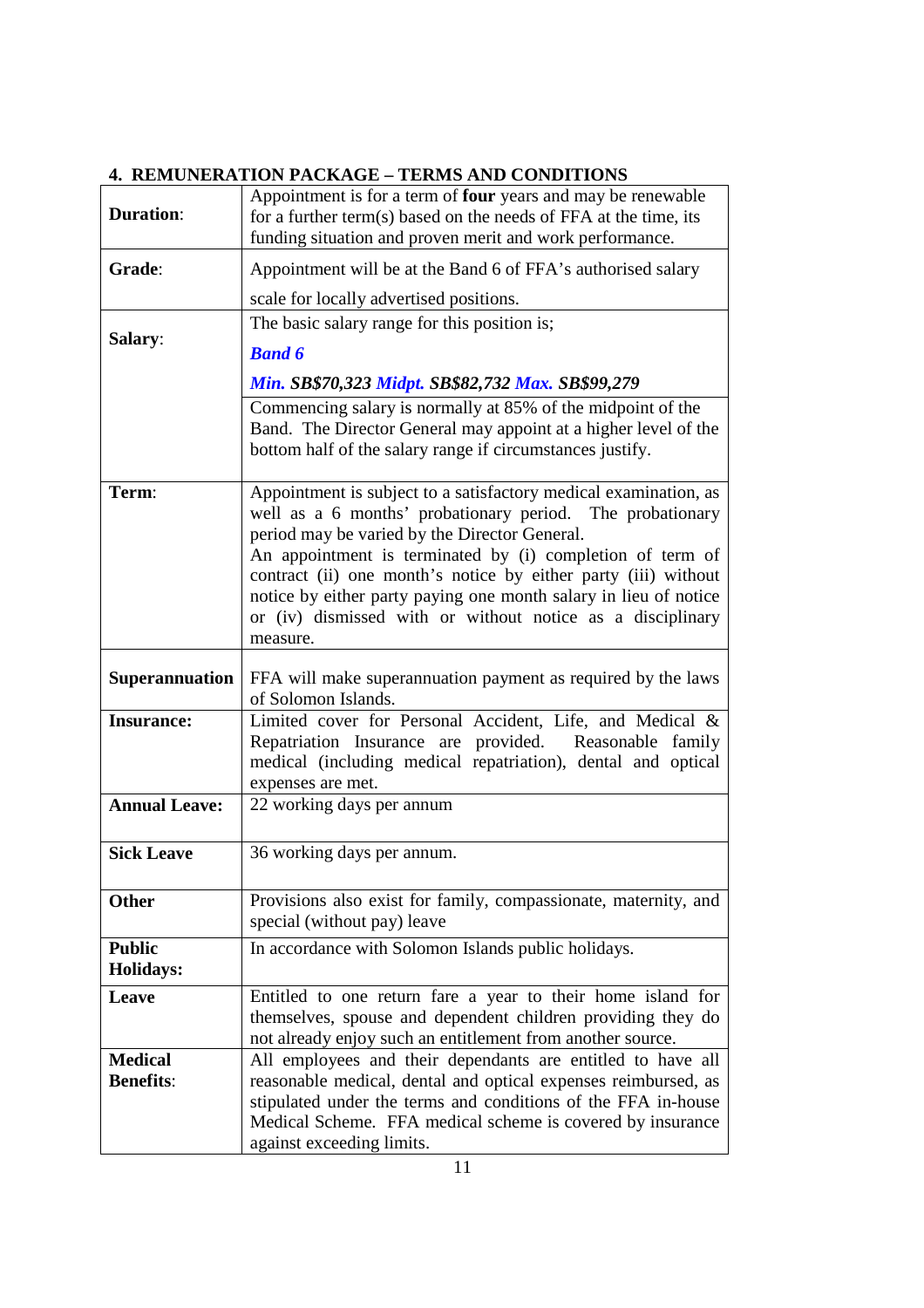## 4. REMUNERATION PACKAGE – TERMS AND CONDITIONS

| | |
|---|---|
| **Duration**: | Appointment is for a term of **four** years and may be renewable for a further term(s) based on the needs of FFA at the time, its funding situation and proven merit and work performance. |
| **Grade**: | Appointment will be at the Band 6 of FFA's authorised salary scale for locally advertised positions. |
| **Salary**: | The basic salary range for this position is; ***Band 6*** ***Min. SB$70,323 Midpt. SB$82,732 Max. SB$99,279*** Commencing salary is normally at 85% of the midpoint of the Band. The Director General may appoint at a higher level of the bottom half of the salary range if circumstances justify. |
| **Term**: | Appointment is subject to a satisfactory medical examination, as well as a 6 months' probationary period. The probationary period may be varied by the Director General. An appointment is terminated by (i) completion of term of contract (ii) one month's notice by either party (iii) without notice by either party paying one month salary in lieu of notice or (iv) dismissed with or without notice as a disciplinary measure. |
| **Superannuation** | FFA will make superannuation payment as required by the laws of Solomon Islands. |
| **Insurance:** | Limited cover for Personal Accident, Life, and Medical & Repatriation Insurance are provided. Reasonable family medical (including medical repatriation), dental and optical expenses are met. |
| **Annual Leave:** | 22 working days per annum |
| **Sick Leave** | 36 working days per annum. |
| **Other** | Provisions also exist for family, compassionate, maternity, and special (without pay) leave |
| **Public Holidays:** | In accordance with Solomon Islands public holidays. |
| **Leave** | Entitled to one return fare a year to their home island for themselves, spouse and dependent children providing they do not already enjoy such an entitlement from another source. |
| **Medical Benefits**: | All employees and their dependants are entitled to have all reasonable medical, dental and optical expenses reimbursed, as stipulated under the terms and conditions of the FFA in-house Medical Scheme. FFA medical scheme is covered by insurance against exceeding limits. |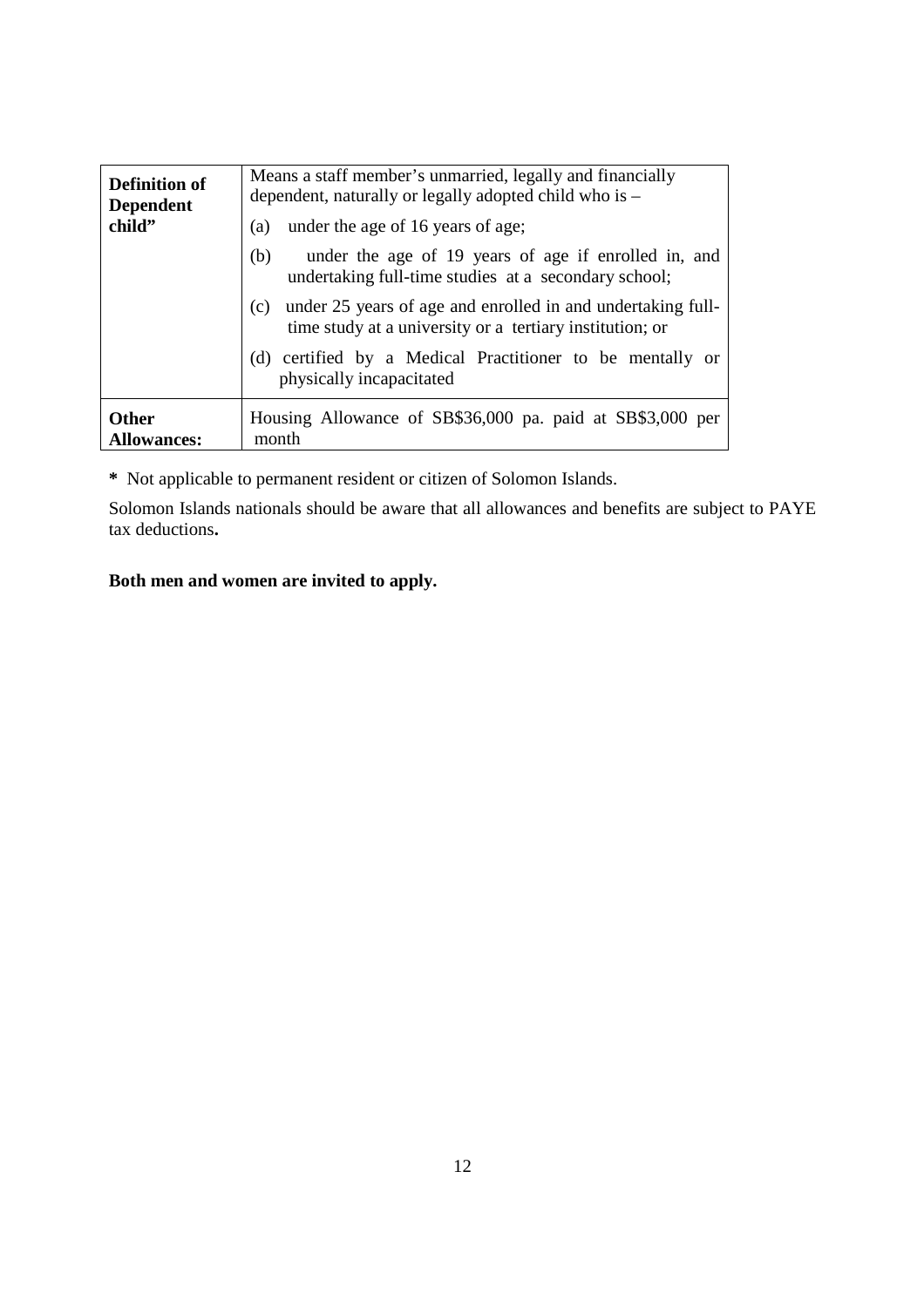| | |
|---|---|
| **Definition of Dependent child"** | Means a staff member's unmarried, legally and financially dependent, naturally or legally adopted child who is –<br>(a) under the age of 16 years of age;<br>(b) under the age of 19 years of age if enrolled in, and undertaking full-time studies at a secondary school;<br>(c) under 25 years of age and enrolled in and undertaking full-time study at a university or a tertiary institution; or<br>(d) certified by a Medical Practitioner to be mentally or physically incapacitated |
| **Other Allowances:** | Housing Allowance of SB$36,000 pa. paid at SB$3,000 per month |

**\*** Not applicable to permanent resident or citizen of Solomon Islands.

Solomon Islands nationals should be aware that all allowances and benefits are subject to PAYE tax deductions**.**

**Both men and women are invited to apply.**